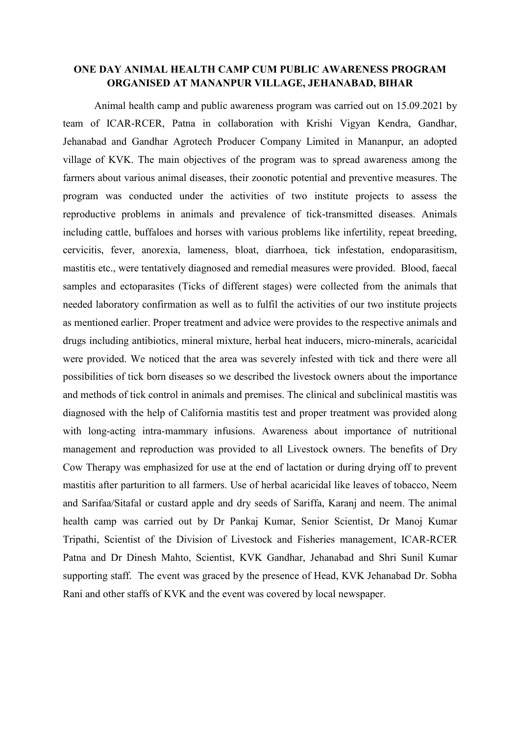**ONE DAY ANIMAL HEALTH CAMP CUM PUBLIC AWARENESS PROGRAM ORGANISED AT MANANPUR VILLAGE, JEHANABAD, BIHAR**

Animal health camp and public awareness program was carried out on 15.09.2021 by team of ICAR-RCER, Patna in collaboration with Krishi Vigyan Kendra, Gandhar, Jehanabad and Gandhar Agrotech Producer Company Limited in Mananpur, an adopted village of KVK. The main objectives of the program was to spread awareness among the farmers about various animal diseases, their zoonotic potential and preventive measures. The program was conducted under the activities of two institute projects to assess the reproductive problems in animals and prevalence of tick-transmitted diseases. Animals including cattle, buffaloes and horses with various problems like infertility, repeat breeding, cervicitis, fever, anorexia, lameness, bloat, diarrhoea, tick infestation, endoparasitism, mastitis etc., were tentatively diagnosed and remedial measures were provided. Blood, faecal samples and ectoparasites (Ticks of different stages) were collected from the animals that needed laboratory confirmation as well as to fulfil the activities of our two institute projects as mentioned earlier. Proper treatment and advice were provides to the respective animals and drugs including antibiotics, mineral mixture, herbal heat inducers, micro-minerals, acaricidal were provided. We noticed that the area was severely infested with tick and there were all possibilities of tick born diseases so we described the livestock owners about the importance and methods of tick control in animals and premises. The clinical and subclinical mastitis was diagnosed with the help of California mastitis test and proper treatment was provided along with long-acting intra-mammary infusions. Awareness about importance of nutritional management and reproduction was provided to all Livestock owners. The benefits of Dry Cow Therapy was emphasized for use at the end of lactation or during drying off to prevent mastitis after parturition to all farmers. Use of herbal acaricidal like leaves of tobacco, Neem and Sarifaa/Sitafal or custard apple and dry seeds of Sariffa, Karanj and neem. The animal health camp was carried out by Dr Pankaj Kumar, Senior Scientist, Dr Manoj Kumar Tripathi, Scientist of the Division of Livestock and Fisheries management, ICAR-RCER Patna and Dr Dinesh Mahto, Scientist, KVK Gandhar, Jehanabad and Shri Sunil Kumar supporting staff. The event was graced by the presence of Head, KVK Jehanabad Dr. Sobha Rani and other staffs of KVK and the event was covered by local newspaper.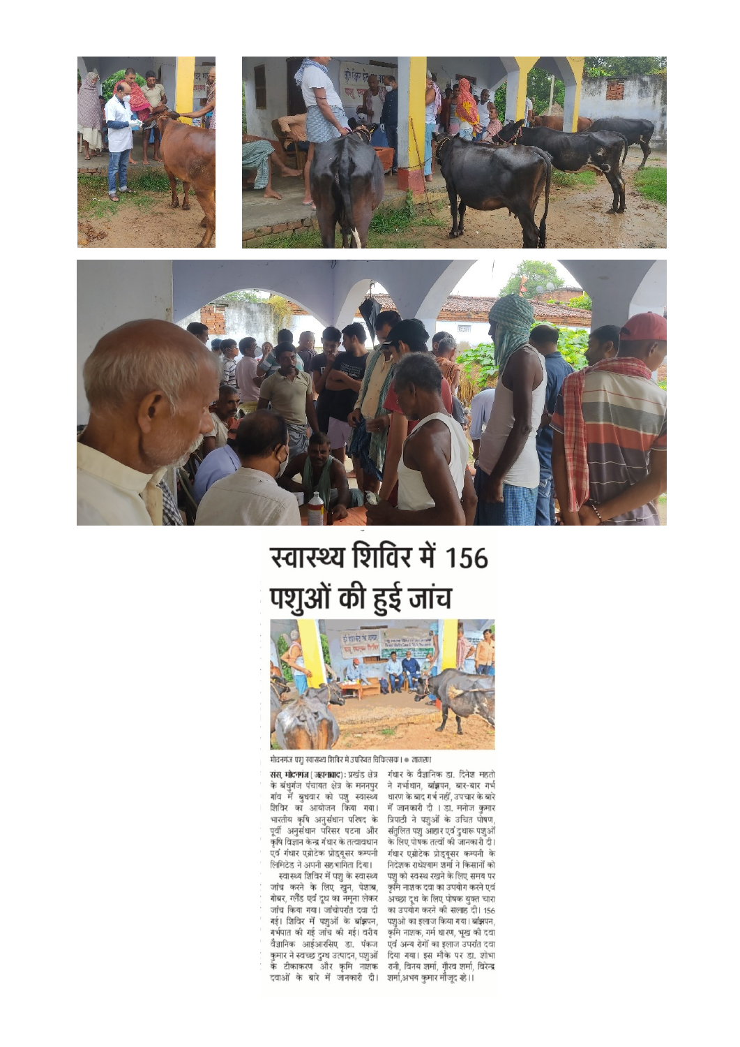# स्वास्थ्य शिविर में 156 पशुओं की हुई जांच

मोहनगंज पशु स्वास्थ्य शिविर में उपस्थित चिकित्सक। ● जागरण

**संस, मोहनगंज (जहानाबाद):** प्रखंड क्षेत्र के बंधुगंज पंचायत क्षेत्र के मननपुर गांव में बुधवार को पशु स्वास्थ्य शिविर का आयोजन किया गया। भारतीय कृषि अनुसंधान परिषद के पूर्वी अनुसंधान परिसर पटना और कृषि विज्ञान केन्द्र गंधार के तत्वावधान एवं गंधार एग्रोटेक प्रोड्यूसर कम्पनी लिमिटेड ने अपनी सहभागिता दिया।

स्वास्थ्य शिविर में पशु के स्वास्थ्य जांच करने के लिए खून, पेशाब, गोबर, गर्लैंड एवं दूध का नमूना लेकर जांच किया गया। जांचोपरांत दवा दी गई। शिविर में पशुओं के बांझपन, गर्भपात की गई जांच की गई। वरीय वैज्ञानिक आईआरसिए डा. पंकज कुमार ने स्वच्छ दुग्ध उत्पादन, पशुओं के टीकाकरण और कृमि नाशक दवाओं के बारे में जानकारी दी। गंधार के वैज्ञानिक डा. दिनेश महतो ने गर्भाधान, बांझपन, बार-बार गर्भ धारण के बाद गर्भ नहीं, उपचार के बारे में जानकारी दी । डा. मनोज कुमार त्रिपाठी ने पशुओं के उचित पोषण, संतुलित पशु आहार एवं दुधारू पशुओं के लिए पोषक तत्वों की जानकारी दी। गंधार एग्रोटेक प्रोड्यूसर कम्पनी के निदेशक राधेश्याम शर्मा ने किसानों को पशु को स्वस्थ रखने के लिए समय पर कृमि नाशक दवा का उपयोग करने एवं अच्छा दूध के लिए पोषक युक्त चारा का उपयोग करने की सलाह दी। 156 पशुओं का इलाज किया गया। बांझपन, कृमि नाशक, गर्भ धारण, भूख की दवा एवं अन्य रोगों का इलाज उपरांत दवा दिया गया। इस मौके पर डा. शोभा रानी, विनय शर्मा, गौरव शर्मा, विरेन्द्र शर्मा,अभय कुमार मौजूद रहे।।